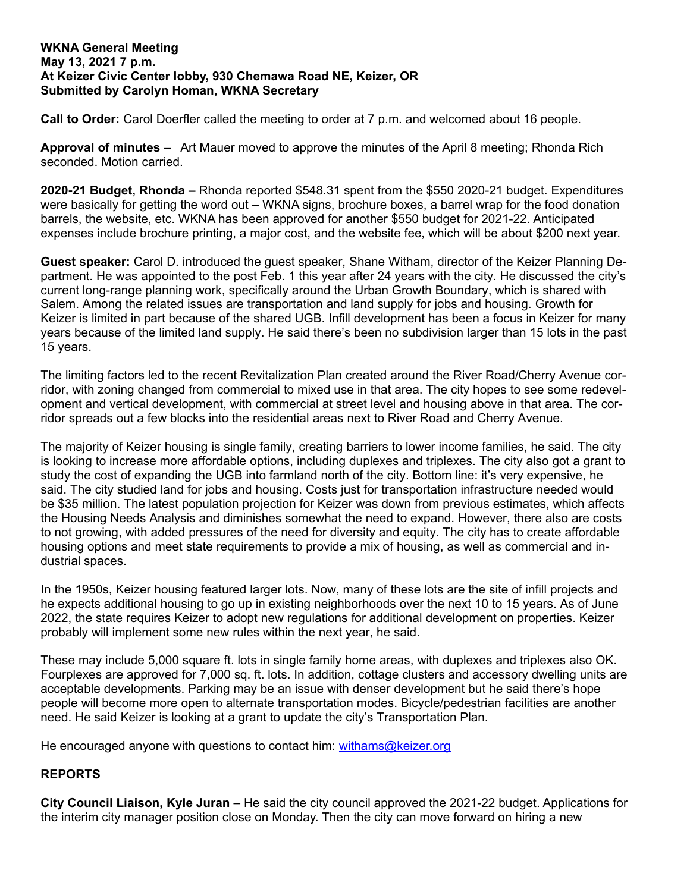**WKNA General Meeting**
**May 13, 2021 7 p.m.**
**At Keizer Civic Center lobby, 930 Chemawa Road NE, Keizer, OR**
**Submitted by Carolyn Homan, WKNA Secretary**

**Call to Order:** Carol Doerfler called the meeting to order at 7 p.m. and welcomed about 16 people.

**Approval of minutes** – Art Mauer moved to approve the minutes of the April 8 meeting; Rhonda Rich seconded. Motion carried.

**2020-21 Budget, Rhonda –** Rhonda reported $548.31 spent from the $550 2020-21 budget. Expenditures were basically for getting the word out – WKNA signs, brochure boxes, a barrel wrap for the food donation barrels, the website, etc. WKNA has been approved for another $550 budget for 2021-22. Anticipated expenses include brochure printing, a major cost, and the website fee, which will be about $200 next year.

**Guest speaker:** Carol D. introduced the guest speaker, Shane Witham, director of the Keizer Planning Department. He was appointed to the post Feb. 1 this year after 24 years with the city. He discussed the city's current long-range planning work, specifically around the Urban Growth Boundary, which is shared with Salem. Among the related issues are transportation and land supply for jobs and housing. Growth for Keizer is limited in part because of the shared UGB. Infill development has been a focus in Keizer for many years because of the limited land supply. He said there's been no subdivision larger than 15 lots in the past 15 years.

The limiting factors led to the recent Revitalization Plan created around the River Road/Cherry Avenue corridor, with zoning changed from commercial to mixed use in that area. The city hopes to see some redevelopment and vertical development, with commercial at street level and housing above in that area. The corridor spreads out a few blocks into the residential areas next to River Road and Cherry Avenue.

The majority of Keizer housing is single family, creating barriers to lower income families, he said. The city is looking to increase more affordable options, including duplexes and triplexes. The city also got a grant to study the cost of expanding the UGB into farmland north of the city. Bottom line: it's very expensive, he said. The city studied land for jobs and housing. Costs just for transportation infrastructure needed would be $35 million. The latest population projection for Keizer was down from previous estimates, which affects the Housing Needs Analysis and diminishes somewhat the need to expand. However, there also are costs to not growing, with added pressures of the need for diversity and equity. The city has to create affordable housing options and meet state requirements to provide a mix of housing, as well as commercial and industrial spaces.

In the 1950s, Keizer housing featured larger lots. Now, many of these lots are the site of infill projects and he expects additional housing to go up in existing neighborhoods over the next 10 to 15 years. As of June 2022, the state requires Keizer to adopt new regulations for additional development on properties. Keizer probably will implement some new rules within the next year, he said.

These may include 5,000 square ft. lots in single family home areas, with duplexes and triplexes also OK. Fourplexes are approved for 7,000 sq. ft. lots. In addition, cottage clusters and accessory dwelling units are acceptable developments. Parking may be an issue with denser development but he said there's hope people will become more open to alternate transportation modes. Bicycle/pedestrian facilities are another need. He said Keizer is looking at a grant to update the city's Transportation Plan.

He encouraged anyone with questions to contact him: [withams@keizer.org](mailto:withams@keizer.org)

## REPORTS

**City Council Liaison, Kyle Juran** – He said the city council approved the 2021-22 budget. Applications for the interim city manager position close on Monday. Then the city can move forward on hiring a new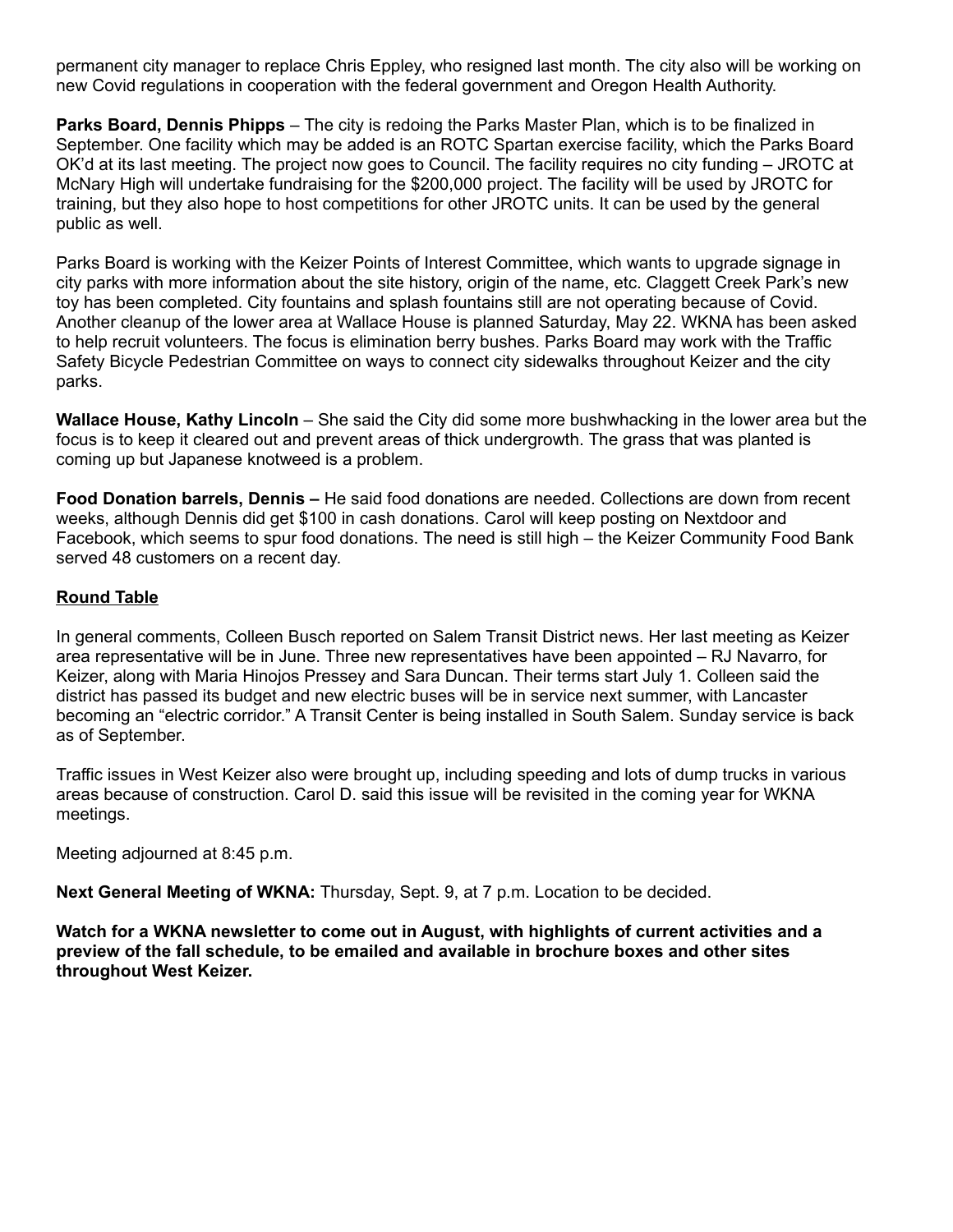permanent city manager to replace Chris Eppley, who resigned last month. The city also will be working on new Covid regulations in cooperation with the federal government and Oregon Health Authority.

**Parks Board, Dennis Phipps** – The city is redoing the Parks Master Plan, which is to be finalized in September. One facility which may be added is an ROTC Spartan exercise facility, which the Parks Board OK'd at its last meeting. The project now goes to Council. The facility requires no city funding – JROTC at McNary High will undertake fundraising for the $200,000 project. The facility will be used by JROTC for training, but they also hope to host competitions for other JROTC units. It can be used by the general public as well.

Parks Board is working with the Keizer Points of Interest Committee, which wants to upgrade signage in city parks with more information about the site history, origin of the name, etc. Claggett Creek Park's new toy has been completed. City fountains and splash fountains still are not operating because of Covid. Another cleanup of the lower area at Wallace House is planned Saturday, May 22. WKNA has been asked to help recruit volunteers. The focus is elimination berry bushes. Parks Board may work with the Traffic Safety Bicycle Pedestrian Committee on ways to connect city sidewalks throughout Keizer and the city parks.

**Wallace House, Kathy Lincoln** – She said the City did some more bushwhacking in the lower area but the focus is to keep it cleared out and prevent areas of thick undergrowth. The grass that was planted is coming up but Japanese knotweed is a problem.

**Food Donation barrels, Dennis –** He said food donations are needed. Collections are down from recent weeks, although Dennis did get $100 in cash donations. Carol will keep posting on Nextdoor and Facebook, which seems to spur food donations. The need is still high – the Keizer Community Food Bank served 48 customers on a recent day.

**Round Table**

In general comments, Colleen Busch reported on Salem Transit District news. Her last meeting as Keizer area representative will be in June. Three new representatives have been appointed – RJ Navarro, for Keizer, along with Maria Hinojos Pressey and Sara Duncan. Their terms start July 1. Colleen said the district has passed its budget and new electric buses will be in service next summer, with Lancaster becoming an "electric corridor." A Transit Center is being installed in South Salem. Sunday service is back as of September.

Traffic issues in West Keizer also were brought up, including speeding and lots of dump trucks in various areas because of construction. Carol D. said this issue will be revisited in the coming year for WKNA meetings.

Meeting adjourned at 8:45 p.m.

**Next General Meeting of WKNA:** Thursday, Sept. 9, at 7 p.m. Location to be decided.

**Watch for a WKNA newsletter to come out in August, with highlights of current activities and a preview of the fall schedule, to be emailed and available in brochure boxes and other sites throughout West Keizer.**